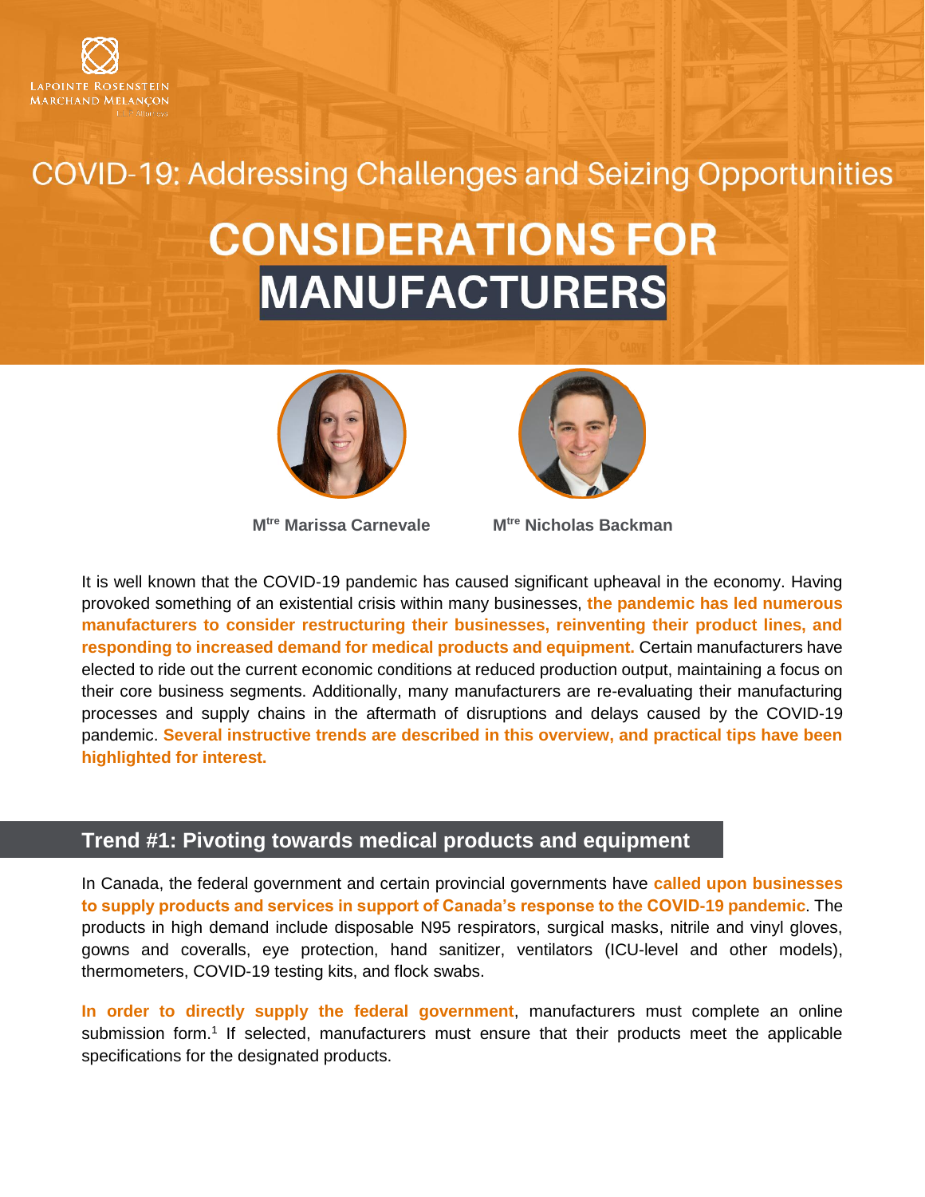LAPOINTE ROSENSTEIN MARCHAND MELANÇON

# COVID-19: Addressing Challenges and Seizing Opportunities

# CONSIDERATIONS FOR MANUFACTURERS

**M<sup>tre</sup> Marissa Carnevale** **M<sup>tre</sup> Nicholas Backman**

It is well known that the COVID-19 pandemic has caused significant upheaval in the economy. Having provoked something of an existential crisis within many businesses, **the pandemic has led numerous manufacturers to consider restructuring their businesses, reinventing their product lines, and responding to increased demand for medical products and equipment.** Certain manufacturers have elected to ride out the current economic conditions at reduced production output, maintaining a focus on their core business segments. Additionally, many manufacturers are re-evaluating their manufacturing processes and supply chains in the aftermath of disruptions and delays caused by the COVID-19 pandemic. **Several instructive trends are described in this overview, and practical tips have been highlighted for interest.**

## Trend #1: Pivoting towards medical products and equipment

In Canada, the federal government and certain provincial governments have **called upon businesses to supply products and services in support of Canada's response to the COVID-19 pandemic**. The products in high demand include disposable N95 respirators, surgical masks, nitrile and vinyl gloves, gowns and coveralls, eye protection, hand sanitizer, ventilators (ICU-level and other models), thermometers, COVID-19 testing kits, and flock swabs.

**In order to directly supply the federal government**, manufacturers must complete an online submission form.[1] If selected, manufacturers must ensure that their products meet the applicable specifications for the designated products.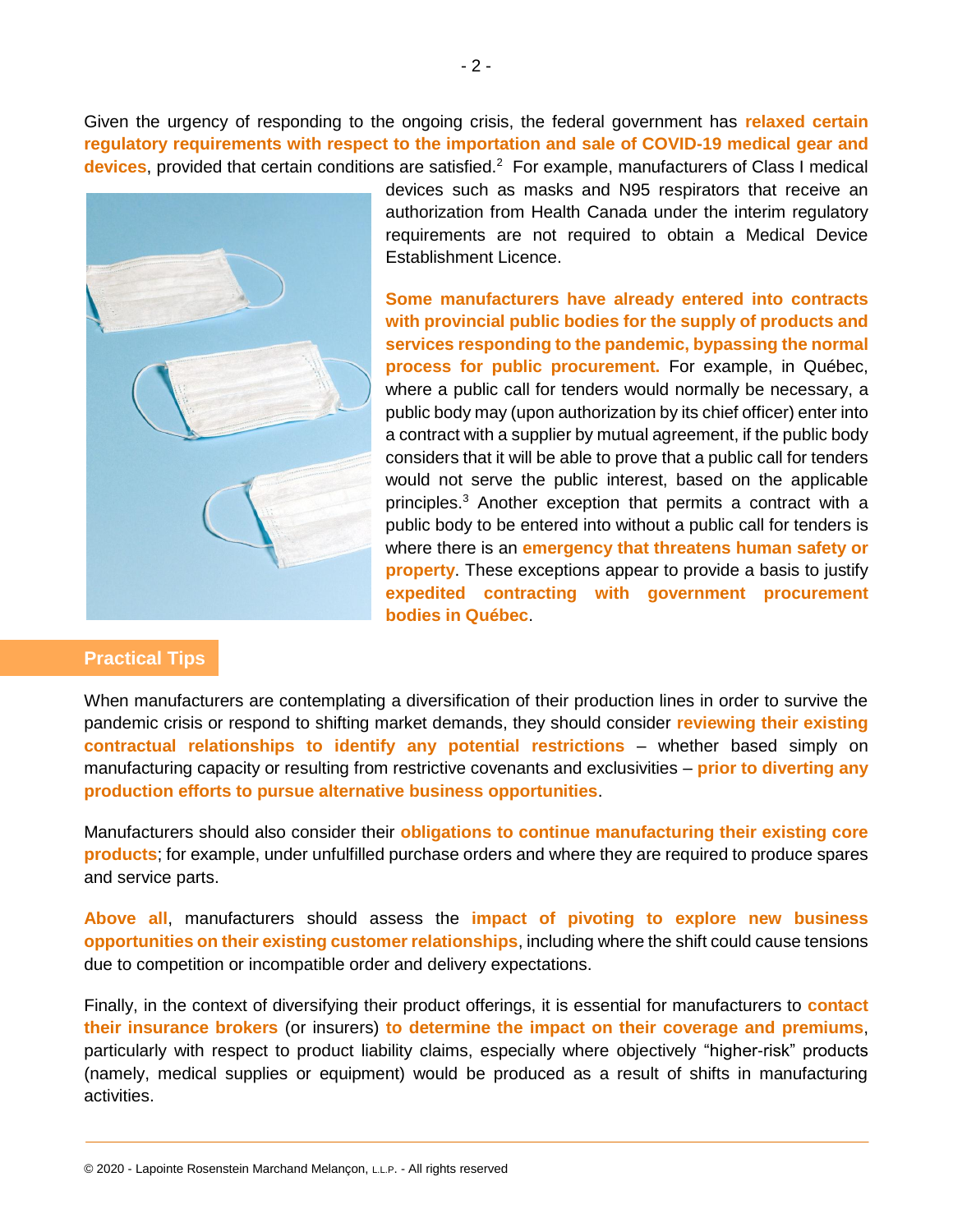Given the urgency of responding to the ongoing crisis, the federal government has **relaxed certain regulatory requirements with respect to the importation and sale of COVID-19 medical gear and devices**, provided that certain conditions are satisfied.[2] For example, manufacturers of Class I medical devices such as masks and N95 respirators that receive an authorization from Health Canada under the interim regulatory requirements are not required to obtain a Medical Device Establishment Licence.

**Some manufacturers have already entered into contracts with provincial public bodies for the supply of products and services responding to the pandemic, bypassing the normal process for public procurement.** For example, in Québec, where a public call for tenders would normally be necessary, a public body may (upon authorization by its chief officer) enter into a contract with a supplier by mutual agreement, if the public body considers that it will be able to prove that a public call for tenders would not serve the public interest, based on the applicable principles.[3] Another exception that permits a contract with a public body to be entered into without a public call for tenders is where there is an **emergency that threatens human safety or property**. These exceptions appear to provide a basis to justify **expedited contracting with government procurement bodies in Québec**.

## Practical Tips

When manufacturers are contemplating a diversification of their production lines in order to survive the pandemic crisis or respond to shifting market demands, they should consider **reviewing their existing contractual relationships to identify any potential restrictions** – whether based simply on manufacturing capacity or resulting from restrictive covenants and exclusivities – **prior to diverting any production efforts to pursue alternative business opportunities**.

Manufacturers should also consider their **obligations to continue manufacturing their existing core products**; for example, under unfulfilled purchase orders and where they are required to produce spares and service parts.

**Above all**, manufacturers should assess the **impact of pivoting to explore new business opportunities on their existing customer relationships**, including where the shift could cause tensions due to competition or incompatible order and delivery expectations.

Finally, in the context of diversifying their product offerings, it is essential for manufacturers to **contact their insurance brokers** (or insurers) **to determine the impact on their coverage and premiums**, particularly with respect to product liability claims, especially where objectively "higher-risk" products (namely, medical supplies or equipment) would be produced as a result of shifts in manufacturing activities.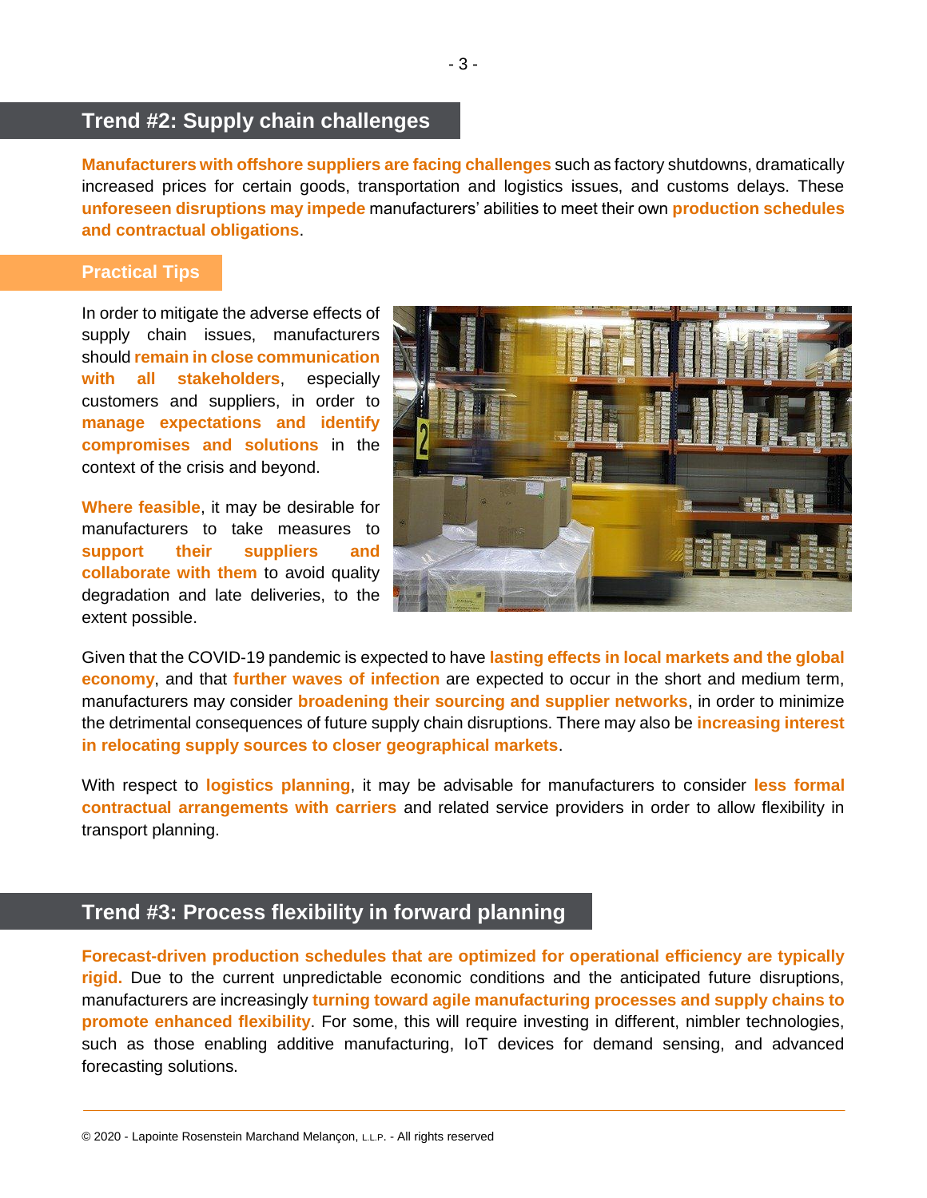## Trend #2: Supply chain challenges

**Manufacturers with offshore suppliers are facing challenges** such as factory shutdowns, dramatically increased prices for certain goods, transportation and logistics issues, and customs delays. These **unforeseen disruptions may impede** manufacturers' abilities to meet their own **production schedules and contractual obligations**.

### Practical Tips

In order to mitigate the adverse effects of supply chain issues, manufacturers should **remain in close communication with all stakeholders**, especially customers and suppliers, in order to **manage expectations and identify compromises and solutions** in the context of the crisis and beyond.

**Where feasible**, it may be desirable for manufacturers to take measures to **support their suppliers and collaborate with them** to avoid quality degradation and late deliveries, to the extent possible.

Given that the COVID-19 pandemic is expected to have **lasting effects in local markets and the global economy**, and that **further waves of infection** are expected to occur in the short and medium term, manufacturers may consider **broadening their sourcing and supplier networks**, in order to minimize the detrimental consequences of future supply chain disruptions. There may also be **increasing interest in relocating supply sources to closer geographical markets**.

With respect to **logistics planning**, it may be advisable for manufacturers to consider **less formal contractual arrangements with carriers** and related service providers in order to allow flexibility in transport planning.

## Trend #3: Process flexibility in forward planning

**Forecast-driven production schedules that are optimized for operational efficiency are typically rigid.** Due to the current unpredictable economic conditions and the anticipated future disruptions, manufacturers are increasingly **turning toward agile manufacturing processes and supply chains to promote enhanced flexibility**. For some, this will require investing in different, nimbler technologies, such as those enabling additive manufacturing, IoT devices for demand sensing, and advanced forecasting solutions.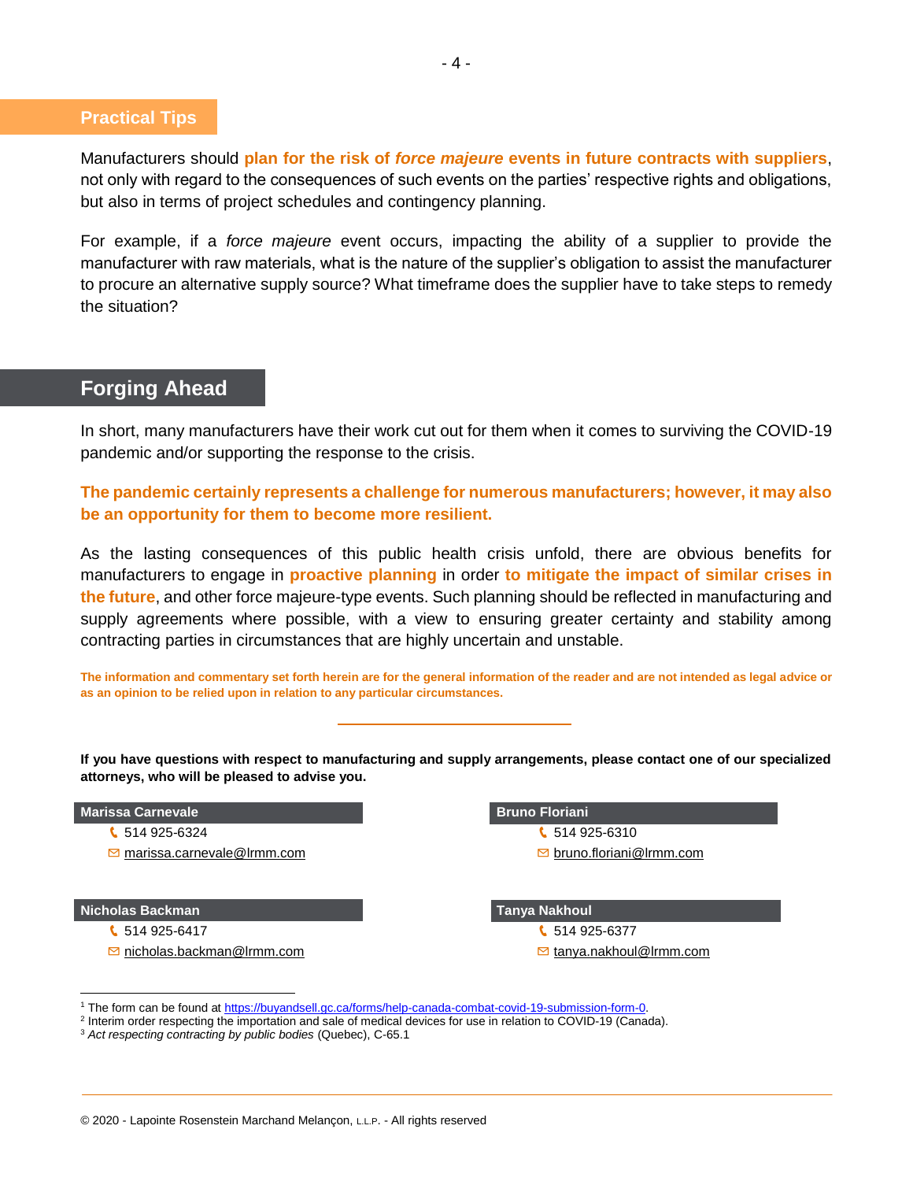## Practical Tips

Manufacturers should **plan for the risk of *force majeure* events in future contracts with suppliers**, not only with regard to the consequences of such events on the parties' respective rights and obligations, but also in terms of project schedules and contingency planning.

For example, if a *force majeure* event occurs, impacting the ability of a supplier to provide the manufacturer with raw materials, what is the nature of the supplier's obligation to assist the manufacturer to procure an alternative supply source? What timeframe does the supplier have to take steps to remedy the situation?

## Forging Ahead

In short, many manufacturers have their work cut out for them when it comes to surviving the COVID-19 pandemic and/or supporting the response to the crisis.

**The pandemic certainly represents a challenge for numerous manufacturers; however, it may also be an opportunity for them to become more resilient.**

As the lasting consequences of this public health crisis unfold, there are obvious benefits for manufacturers to engage in **proactive planning** in order **to mitigate the impact of similar crises in the future**, and other force majeure-type events. Such planning should be reflected in manufacturing and supply agreements where possible, with a view to ensuring greater certainty and stability among contracting parties in circumstances that are highly uncertain and unstable.

**The information and commentary set forth herein are for the general information of the reader and are not intended as legal advice or as an opinion to be relied upon in relation to any particular circumstances.**

---

**If you have questions with respect to manufacturing and supply arrangements, please contact one of our specialized attorneys, who will be pleased to advise you.**

**Marissa Carnevale**
514 925-6324
marissa.carnevale@lrmm.com

**Bruno Floriani**
514 925-6310
bruno.floriani@lrmm.com

**Nicholas Backman**
514 925-6417
nicholas.backman@lrmm.com

**Tanya Nakhoul**
514 925-6377
tanya.nakhoul@lrmm.com

---

[1] The form can be found at https://buyandsell.gc.ca/forms/help-canada-combat-covid-19-submission-form-0.
[2] Interim order respecting the importation and sale of medical devices for use in relation to COVID-19 (Canada).
[3] *Act respecting contracting by public bodies* (Quebec), C-65.1

© 2020 - Lapointe Rosenstein Marchand Melançon, L.L.P. - All rights reserved